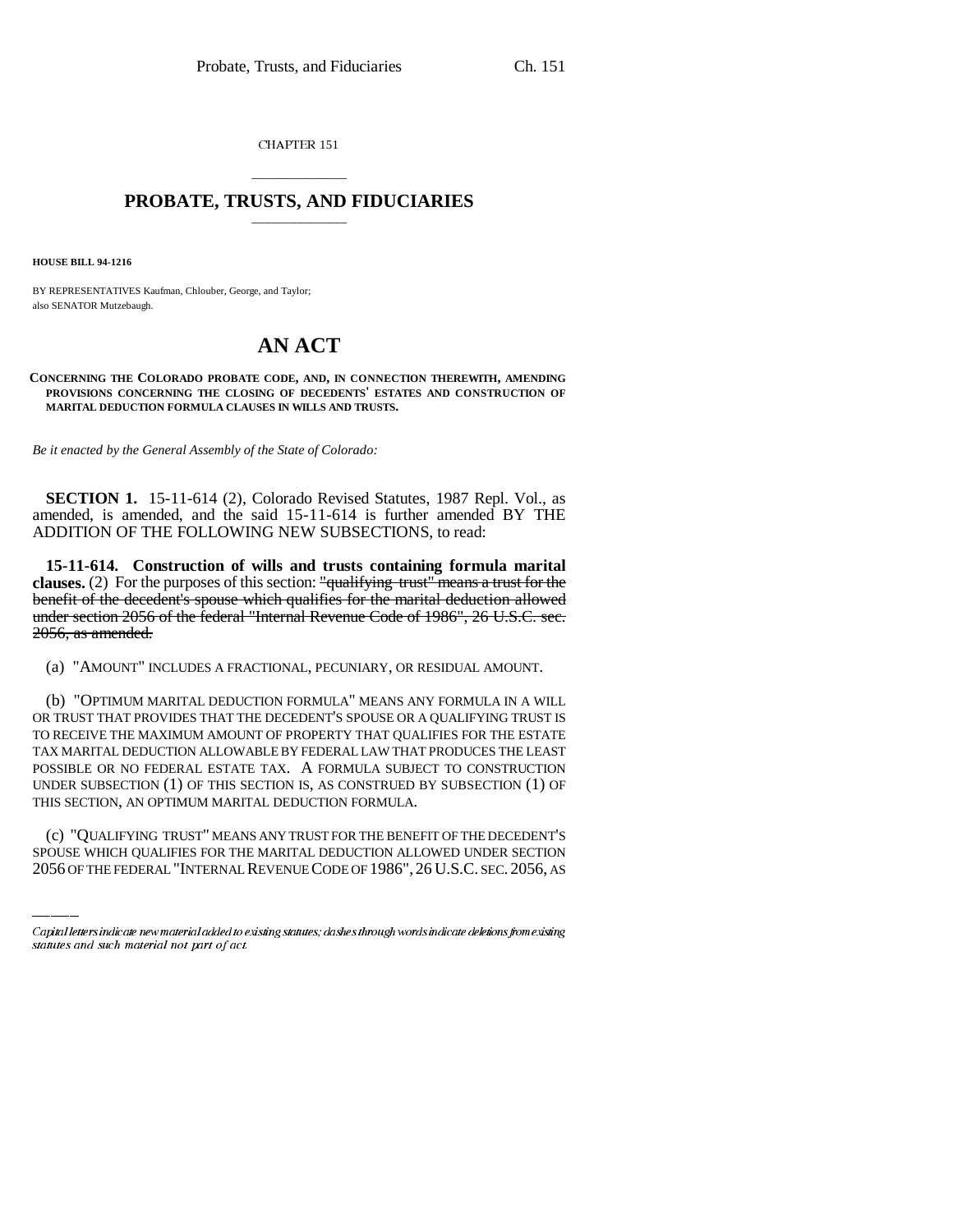CHAPTER 151

# PROBATE, TRUSTS, AND FIDUCIARIES

**HOUSE BILL 94-1216**

BY REPRESENTATIVES Kaufman, Chlouber, George, and Taylor;
also SENATOR Mutzebaugh.

# AN ACT

**CONCERNING THE COLORADO PROBATE CODE, AND, IN CONNECTION THEREWITH, AMENDING PROVISIONS CONCERNING THE CLOSING OF DECEDENTS' ESTATES AND CONSTRUCTION OF MARITAL DEDUCTION FORMULA CLAUSES IN WILLS AND TRUSTS.**

*Be it enacted by the General Assembly of the State of Colorado:*

**SECTION 1.** 15-11-614 (2), Colorado Revised Statutes, 1987 Repl. Vol., as amended, is amended, and the said 15-11-614 is further amended BY THE ADDITION OF THE FOLLOWING NEW SUBSECTIONS, to read:

**15-11-614. Construction of wills and trusts containing formula marital clauses.** (2) For the purposes of this section: ~~"qualifying trust" means a trust for the benefit of the decedent's spouse which qualifies for the marital deduction allowed under section 2056 of the federal "Internal Revenue Code of 1986", 26 U.S.C. sec. 2056, as amended.~~

(a) "AMOUNT" INCLUDES A FRACTIONAL, PECUNIARY, OR RESIDUAL AMOUNT.

(b) "OPTIMUM MARITAL DEDUCTION FORMULA" MEANS ANY FORMULA IN A WILL OR TRUST THAT PROVIDES THAT THE DECEDENT'S SPOUSE OR A QUALIFYING TRUST IS TO RECEIVE THE MAXIMUM AMOUNT OF PROPERTY THAT QUALIFIES FOR THE ESTATE TAX MARITAL DEDUCTION ALLOWABLE BY FEDERAL LAW THAT PRODUCES THE LEAST POSSIBLE OR NO FEDERAL ESTATE TAX. A FORMULA SUBJECT TO CONSTRUCTION UNDER SUBSECTION (1) OF THIS SECTION IS, AS CONSTRUED BY SUBSECTION (1) OF THIS SECTION, AN OPTIMUM MARITAL DEDUCTION FORMULA.

(c) "QUALIFYING TRUST" MEANS ANY TRUST FOR THE BENEFIT OF THE DECEDENT'S SPOUSE WHICH QUALIFIES FOR THE MARITAL DEDUCTION ALLOWED UNDER SECTION 2056 OF THE FEDERAL "INTERNAL REVENUE CODE OF 1986", 26 U.S.C. SEC. 2056, AS

*Capital letters indicate new material added to existing statutes; dashes through words indicate deletions from existing statutes and such material not part of act.*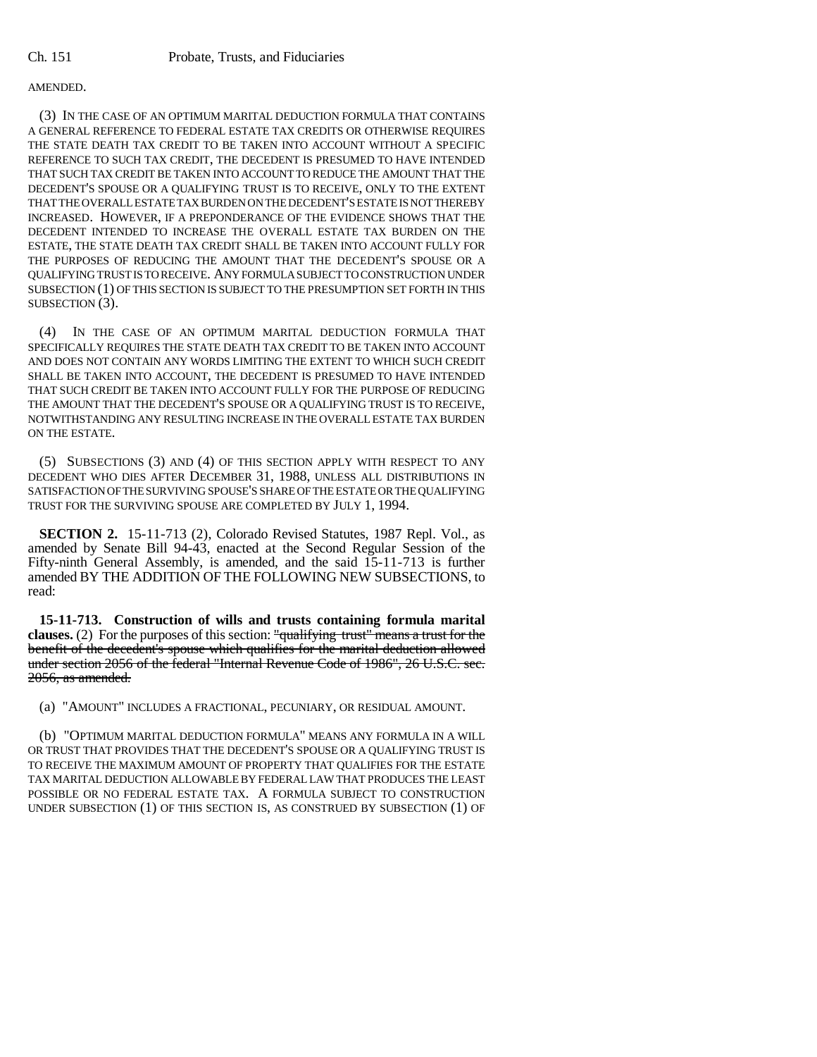AMENDED.

(3) IN THE CASE OF AN OPTIMUM MARITAL DEDUCTION FORMULA THAT CONTAINS A GENERAL REFERENCE TO FEDERAL ESTATE TAX CREDITS OR OTHERWISE REQUIRES THE STATE DEATH TAX CREDIT TO BE TAKEN INTO ACCOUNT WITHOUT A SPECIFIC REFERENCE TO SUCH TAX CREDIT, THE DECEDENT IS PRESUMED TO HAVE INTENDED THAT SUCH TAX CREDIT BE TAKEN INTO ACCOUNT TO REDUCE THE AMOUNT THAT THE DECEDENT'S SPOUSE OR A QUALIFYING TRUST IS TO RECEIVE, ONLY TO THE EXTENT THAT THE OVERALL ESTATE TAX BURDEN ON THE DECEDENT'S ESTATE IS NOT THEREBY INCREASED. HOWEVER, IF A PREPONDERANCE OF THE EVIDENCE SHOWS THAT THE DECEDENT INTENDED TO INCREASE THE OVERALL ESTATE TAX BURDEN ON THE ESTATE, THE STATE DEATH TAX CREDIT SHALL BE TAKEN INTO ACCOUNT FULLY FOR THE PURPOSES OF REDUCING THE AMOUNT THAT THE DECEDENT'S SPOUSE OR A QUALIFYING TRUST IS TO RECEIVE. ANY FORMULA SUBJECT TO CONSTRUCTION UNDER SUBSECTION (1) OF THIS SECTION IS SUBJECT TO THE PRESUMPTION SET FORTH IN THIS SUBSECTION (3).

(4) IN THE CASE OF AN OPTIMUM MARITAL DEDUCTION FORMULA THAT SPECIFICALLY REQUIRES THE STATE DEATH TAX CREDIT TO BE TAKEN INTO ACCOUNT AND DOES NOT CONTAIN ANY WORDS LIMITING THE EXTENT TO WHICH SUCH CREDIT SHALL BE TAKEN INTO ACCOUNT, THE DECEDENT IS PRESUMED TO HAVE INTENDED THAT SUCH CREDIT BE TAKEN INTO ACCOUNT FULLY FOR THE PURPOSE OF REDUCING THE AMOUNT THAT THE DECEDENT'S SPOUSE OR A QUALIFYING TRUST IS TO RECEIVE, NOTWITHSTANDING ANY RESULTING INCREASE IN THE OVERALL ESTATE TAX BURDEN ON THE ESTATE.

(5) SUBSECTIONS (3) AND (4) OF THIS SECTION APPLY WITH RESPECT TO ANY DECEDENT WHO DIES AFTER DECEMBER 31, 1988, UNLESS ALL DISTRIBUTIONS IN SATISFACTION OF THE SURVIVING SPOUSE'S SHARE OF THE ESTATE OR THE QUALIFYING TRUST FOR THE SURVIVING SPOUSE ARE COMPLETED BY JULY 1, 1994.

**SECTION 2.** 15-11-713 (2), Colorado Revised Statutes, 1987 Repl. Vol., as amended by Senate Bill 94-43, enacted at the Second Regular Session of the Fifty-ninth General Assembly, is amended, and the said 15-11-713 is further amended BY THE ADDITION OF THE FOLLOWING NEW SUBSECTIONS, to read:

**15-11-713. Construction of wills and trusts containing formula marital clauses.** (2) For the purposes of this section: ~~"qualifying trust" means a trust for the benefit of the decedent's spouse which qualifies for the marital deduction allowed under section 2056 of the federal "Internal Revenue Code of 1986", 26 U.S.C. sec. 2056, as amended.~~

(a) "AMOUNT" INCLUDES A FRACTIONAL, PECUNIARY, OR RESIDUAL AMOUNT.

(b) "OPTIMUM MARITAL DEDUCTION FORMULA" MEANS ANY FORMULA IN A WILL OR TRUST THAT PROVIDES THAT THE DECEDENT'S SPOUSE OR A QUALIFYING TRUST IS TO RECEIVE THE MAXIMUM AMOUNT OF PROPERTY THAT QUALIFIES FOR THE ESTATE TAX MARITAL DEDUCTION ALLOWABLE BY FEDERAL LAW THAT PRODUCES THE LEAST POSSIBLE OR NO FEDERAL ESTATE TAX. A FORMULA SUBJECT TO CONSTRUCTION UNDER SUBSECTION (1) OF THIS SECTION IS, AS CONSTRUED BY SUBSECTION (1) OF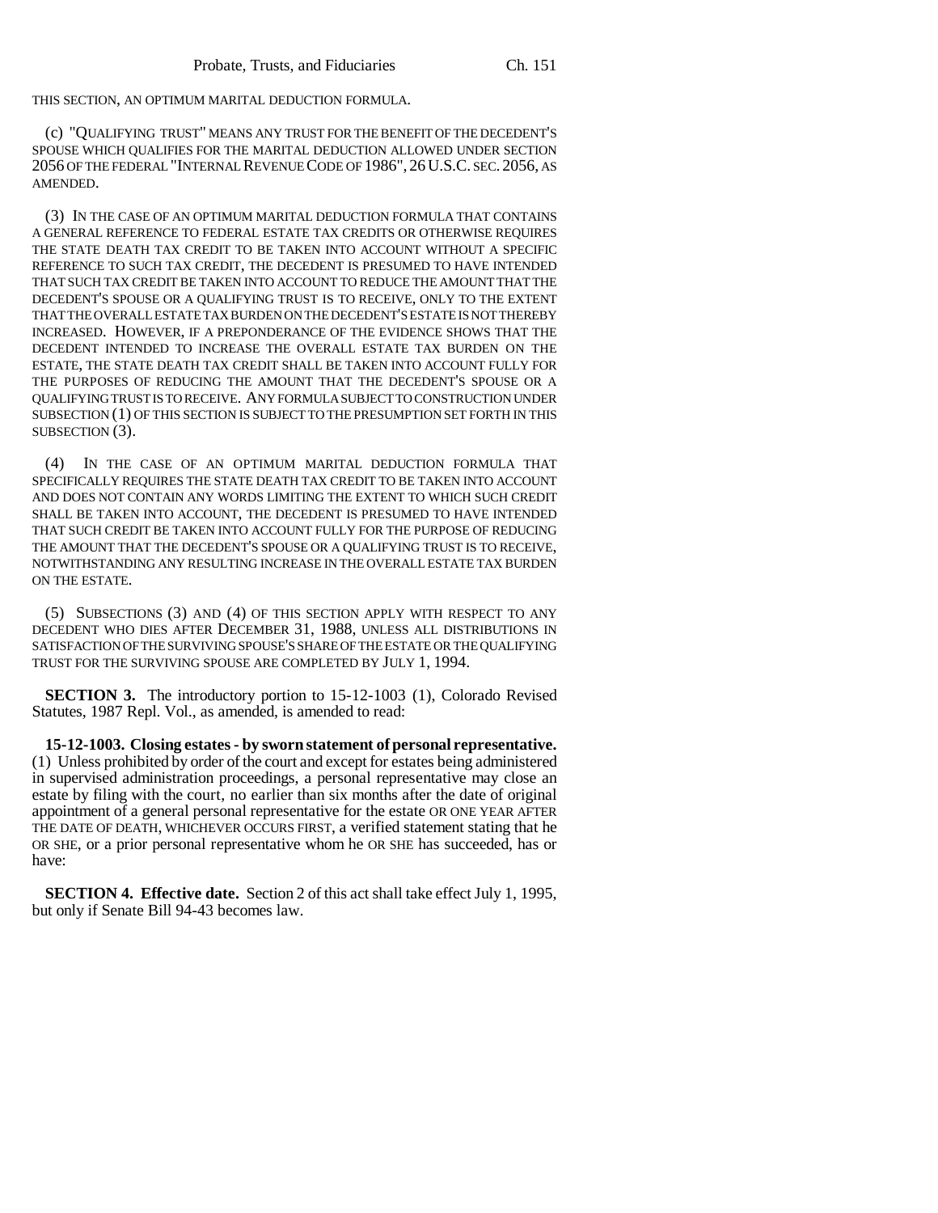THIS SECTION, AN OPTIMUM MARITAL DEDUCTION FORMULA.

(c) "QUALIFYING TRUST" MEANS ANY TRUST FOR THE BENEFIT OF THE DECEDENT'S SPOUSE WHICH QUALIFIES FOR THE MARITAL DEDUCTION ALLOWED UNDER SECTION 2056 OF THE FEDERAL "INTERNAL REVENUE CODE OF 1986", 26 U.S.C. SEC. 2056, AS AMENDED.

(3) IN THE CASE OF AN OPTIMUM MARITAL DEDUCTION FORMULA THAT CONTAINS A GENERAL REFERENCE TO FEDERAL ESTATE TAX CREDITS OR OTHERWISE REQUIRES THE STATE DEATH TAX CREDIT TO BE TAKEN INTO ACCOUNT WITHOUT A SPECIFIC REFERENCE TO SUCH TAX CREDIT, THE DECEDENT IS PRESUMED TO HAVE INTENDED THAT SUCH TAX CREDIT BE TAKEN INTO ACCOUNT TO REDUCE THE AMOUNT THAT THE DECEDENT'S SPOUSE OR A QUALIFYING TRUST IS TO RECEIVE, ONLY TO THE EXTENT THAT THE OVERALL ESTATE TAX BURDEN ON THE DECEDENT'S ESTATE IS NOT THEREBY INCREASED. HOWEVER, IF A PREPONDERANCE OF THE EVIDENCE SHOWS THAT THE DECEDENT INTENDED TO INCREASE THE OVERALL ESTATE TAX BURDEN ON THE ESTATE, THE STATE DEATH TAX CREDIT SHALL BE TAKEN INTO ACCOUNT FULLY FOR THE PURPOSES OF REDUCING THE AMOUNT THAT THE DECEDENT'S SPOUSE OR A QUALIFYING TRUST IS TO RECEIVE. ANY FORMULA SUBJECT TO CONSTRUCTION UNDER SUBSECTION (1) OF THIS SECTION IS SUBJECT TO THE PRESUMPTION SET FORTH IN THIS SUBSECTION (3).

(4) IN THE CASE OF AN OPTIMUM MARITAL DEDUCTION FORMULA THAT SPECIFICALLY REQUIRES THE STATE DEATH TAX CREDIT TO BE TAKEN INTO ACCOUNT AND DOES NOT CONTAIN ANY WORDS LIMITING THE EXTENT TO WHICH SUCH CREDIT SHALL BE TAKEN INTO ACCOUNT, THE DECEDENT IS PRESUMED TO HAVE INTENDED THAT SUCH CREDIT BE TAKEN INTO ACCOUNT FULLY FOR THE PURPOSE OF REDUCING THE AMOUNT THAT THE DECEDENT'S SPOUSE OR A QUALIFYING TRUST IS TO RECEIVE, NOTWITHSTANDING ANY RESULTING INCREASE IN THE OVERALL ESTATE TAX BURDEN ON THE ESTATE.

(5) SUBSECTIONS (3) AND (4) OF THIS SECTION APPLY WITH RESPECT TO ANY DECEDENT WHO DIES AFTER DECEMBER 31, 1988, UNLESS ALL DISTRIBUTIONS IN SATISFACTION OF THE SURVIVING SPOUSE'S SHARE OF THE ESTATE OR THE QUALIFYING TRUST FOR THE SURVIVING SPOUSE ARE COMPLETED BY JULY 1, 1994.

**SECTION 3.** The introductory portion to 15-12-1003 (1), Colorado Revised Statutes, 1987 Repl. Vol., as amended, is amended to read:

**15-12-1003. Closing estates - by sworn statement of personal representative.** (1) Unless prohibited by order of the court and except for estates being administered in supervised administration proceedings, a personal representative may close an estate by filing with the court, no earlier than six months after the date of original appointment of a general personal representative for the estate OR ONE YEAR AFTER THE DATE OF DEATH, WHICHEVER OCCURS FIRST, a verified statement stating that he OR SHE, or a prior personal representative whom he OR SHE has succeeded, has or have:

**SECTION 4. Effective date.** Section 2 of this act shall take effect July 1, 1995, but only if Senate Bill 94-43 becomes law.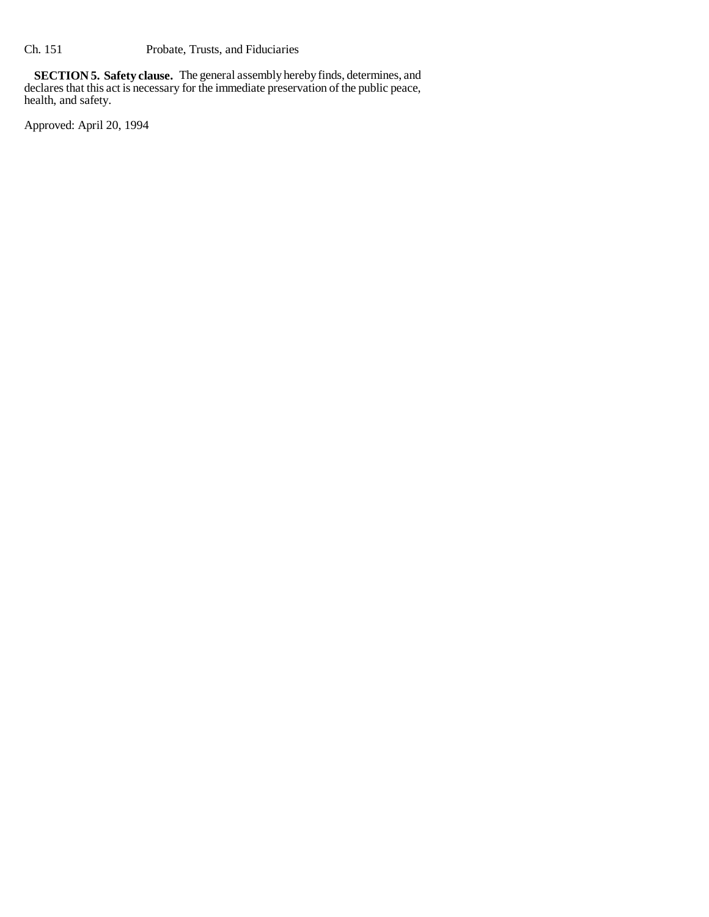**SECTION 5. Safety clause.** The general assembly hereby finds, determines, and declares that this act is necessary for the immediate preservation of the public peace, health, and safety.

Approved: April 20, 1994